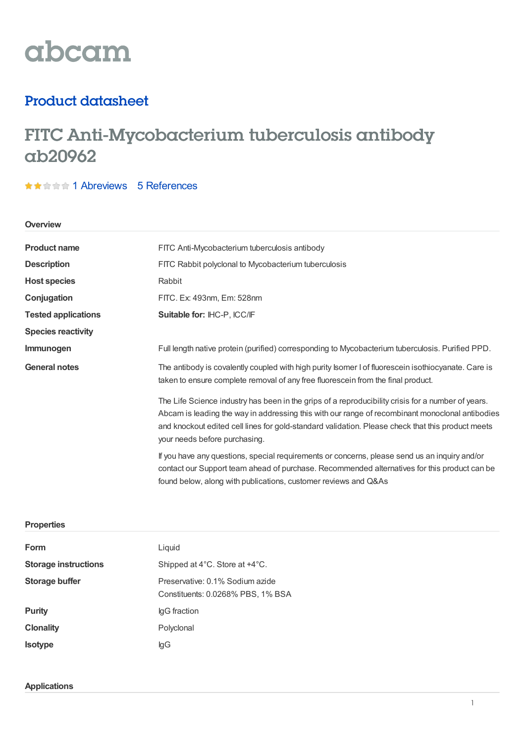abcam

## Product datasheet

# FITC Anti-Mycobacterium tuberculosis antibody ab20962

1 Abreviews 5 References

### Overview

| | |
|---|---|
| **Product name** | FITC Anti-Mycobacterium tuberculosis antibody |
| **Description** | FITC Rabbit polyclonal to Mycobacterium tuberculosis |
| **Host species** | Rabbit |
| **Conjugation** | FITC. Ex: 493nm, Em: 528nm |
| **Tested applications** | **Suitable for:** IHC-P, ICC/IF |
| **Species reactivity** | |
| **Immunogen** | Full length native protein (purified) corresponding to Mycobacterium tuberculosis. Purified PPD. |
| **General notes** | The antibody is covalently coupled with high purity Isomer I of fluorescein isothiocyanate. Care is taken to ensure complete removal of any free fluorescein from the final product. |

The Life Science industry has been in the grips of a reproducibility crisis for a number of years. Abcam is leading the way in addressing this with our range of recombinant monoclonal antibodies and knockout edited cell lines for gold-standard validation. Please check that this product meets your needs before purchasing.

If you have any questions, special requirements or concerns, please send us an inquiry and/or contact our Support team ahead of purchase. Recommended alternatives for this product can be found below, along with publications, customer reviews and Q&As

### Properties

| | |
|---|---|
| **Form** | Liquid |
| **Storage instructions** | Shipped at 4°C. Store at +4°C. |
| **Storage buffer** | Preservative: 0.1% Sodium azide<br>Constituents: 0.0268% PBS, 1% BSA |
| **Purity** | IgG fraction |
| **Clonality** | Polyclonal |
| **Isotype** | IgG |

### Applications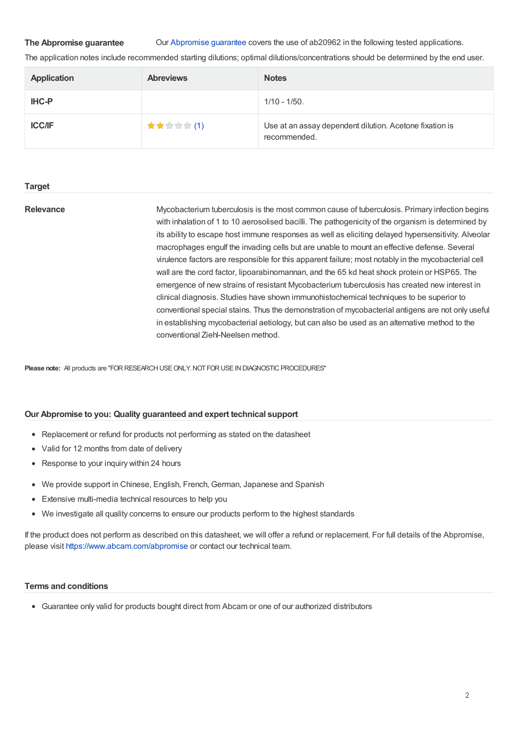**The Abpromise guarantee** Our Abpromise guarantee covers the use of ab20962 in the following tested applications.

The application notes include recommended starting dilutions; optimal dilutions/concentrations should be determined by the end user.

| Application | Abreviews | Notes |
|---|---|---|
| IHC-P | | 1/10 - 1/50. |
| ICC/IF | ★★☆☆☆ (1) | Use at an assay dependent dilution. Acetone fixation is recommended. |

## Target

**Relevance** Mycobacterium tuberculosis is the most common cause of tuberculosis. Primary infection begins with inhalation of 1 to 10 aerosolised bacilli. The pathogenicity of the organism is determined by its ability to escape host immune responses as well as eliciting delayed hypersensitivity. Alveolar macrophages engulf the invading cells but are unable to mount an effective defense. Several virulence factors are responsible for this apparent failure; most notably in the mycobacterial cell wall are the cord factor, lipoarabinomannan, and the 65 kd heat shock protein or HSP65. The emergence of new strains of resistant Mycobacterium tuberculosis has created new interest in clinical diagnosis. Studies have shown immunohistochemical techniques to be superior to conventional special stains. Thus the demonstration of mycobacterial antigens are not only useful in establishing mycobacterial aetiology, but can also be used as an alternative method to the conventional Ziehl-Neelsen method.

**Please note:** All products are "FOR RESEARCH USE ONLY. NOT FOR USE IN DIAGNOSTIC PROCEDURES"

## Our Abpromise to you: Quality guaranteed and expert technical support

- Replacement or refund for products not performing as stated on the datasheet
- Valid for 12 months from date of delivery
- Response to your inquiry within 24 hours
- We provide support in Chinese, English, French, German, Japanese and Spanish
- Extensive multi-media technical resources to help you
- We investigate all quality concerns to ensure our products perform to the highest standards

If the product does not perform as described on this datasheet, we will offer a refund or replacement. For full details of the Abpromise, please visit https://www.abcam.com/abpromise or contact our technical team.

## Terms and conditions

- Guarantee only valid for products bought direct from Abcam or one of our authorized distributors